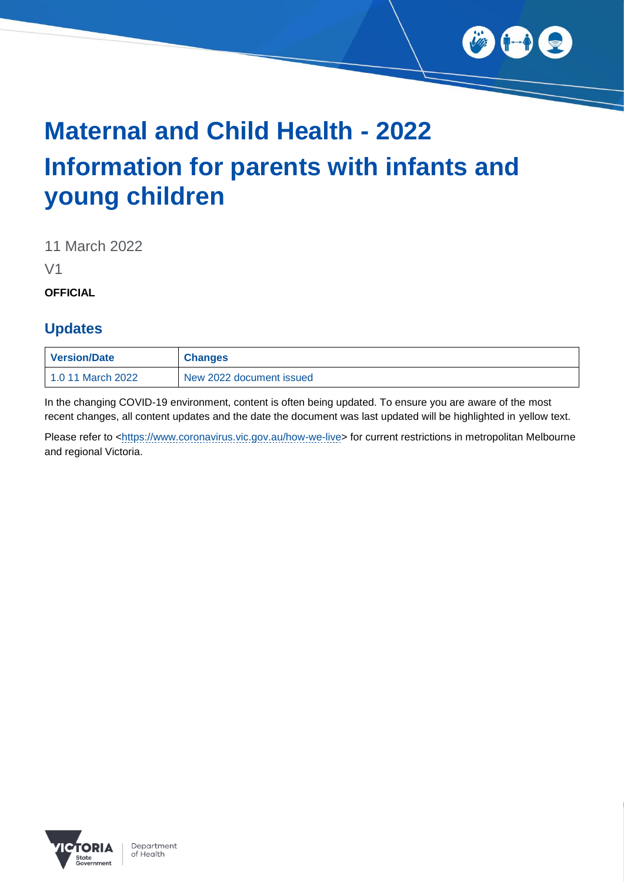# Maternal and Child Health - 2022

# Information for parents with infants and young children

11 March 2022

V1

**OFFICIAL**

## Updates

| Version/Date | Changes |
| --- | --- |
| 1.0 11 March 2022 | New 2022 document issued |

In the changing COVID-19 environment, content is often being updated. To ensure you are aware of the most recent changes, all content updates and the date the document was last updated will be highlighted in yellow text.

Please refer to <https://www.coronavirus.vic.gov.au/how-we-live> for current restrictions in metropolitan Melbourne and regional Victoria.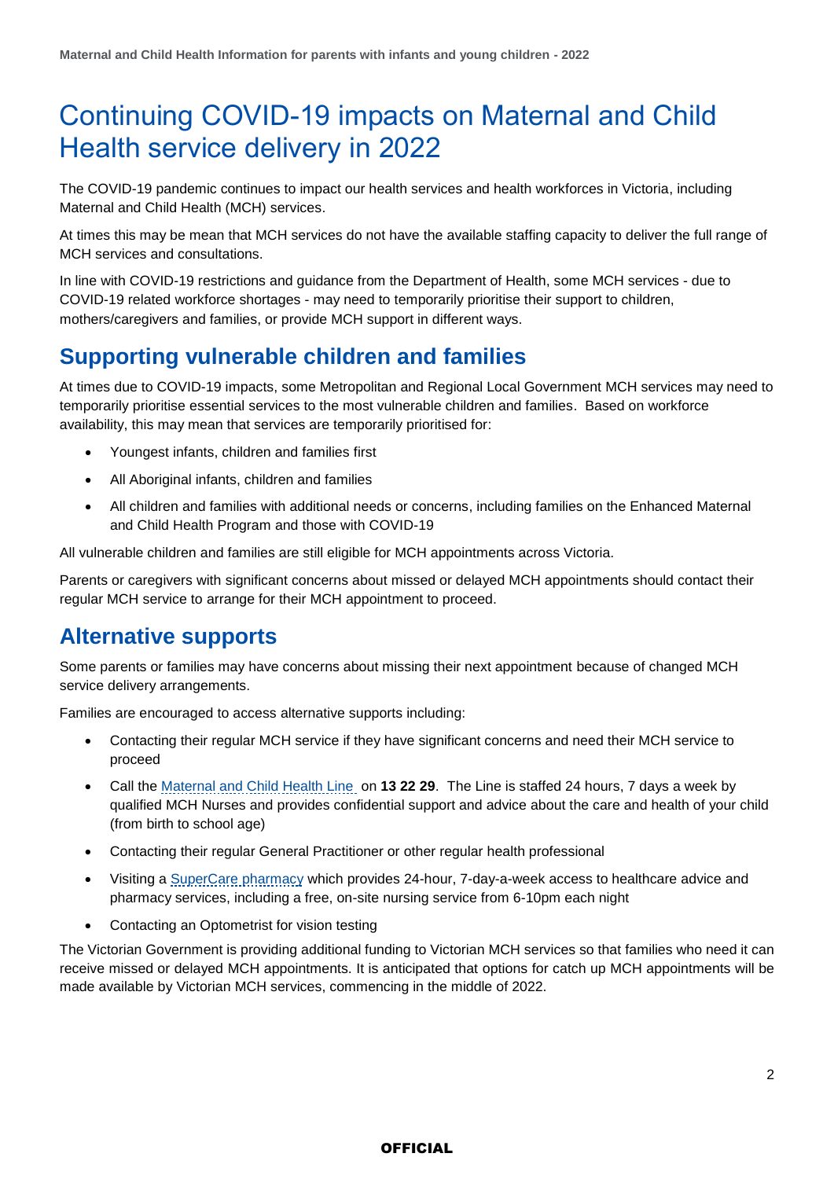# Continuing COVID-19 impacts on Maternal and Child Health service delivery in 2022

The COVID-19 pandemic continues to impact our health services and health workforces in Victoria, including Maternal and Child Health (MCH) services.

At times this may be mean that MCH services do not have the available staffing capacity to deliver the full range of MCH services and consultations.

In line with COVID-19 restrictions and guidance from the Department of Health, some MCH services - due to COVID-19 related workforce shortages - may need to temporarily prioritise their support to children, mothers/caregivers and families, or provide MCH support in different ways.

## Supporting vulnerable children and families

At times due to COVID-19 impacts, some Metropolitan and Regional Local Government MCH services may need to temporarily prioritise essential services to the most vulnerable children and families. Based on workforce availability, this may mean that services are temporarily prioritised for:

- Youngest infants, children and families first
- All Aboriginal infants, children and families
- All children and families with additional needs or concerns, including families on the Enhanced Maternal and Child Health Program and those with COVID-19

All vulnerable children and families are still eligible for MCH appointments across Victoria.

Parents or caregivers with significant concerns about missed or delayed MCH appointments should contact their regular MCH service to arrange for their MCH appointment to proceed.

## Alternative supports

Some parents or families may have concerns about missing their next appointment because of changed MCH service delivery arrangements.

Families are encouraged to access alternative supports including:

- Contacting their regular MCH service if they have significant concerns and need their MCH service to proceed
- Call the Maternal and Child Health Line on **13 22 29**. The Line is staffed 24 hours, 7 days a week by qualified MCH Nurses and provides confidential support and advice about the care and health of your child (from birth to school age)
- Contacting their regular General Practitioner or other regular health professional
- Visiting a SuperCare pharmacy which provides 24-hour, 7-day-a-week access to healthcare advice and pharmacy services, including a free, on-site nursing service from 6-10pm each night
- Contacting an Optometrist for vision testing

The Victorian Government is providing additional funding to Victorian MCH services so that families who need it can receive missed or delayed MCH appointments. It is anticipated that options for catch up MCH appointments will be made available by Victorian MCH services, commencing in the middle of 2022.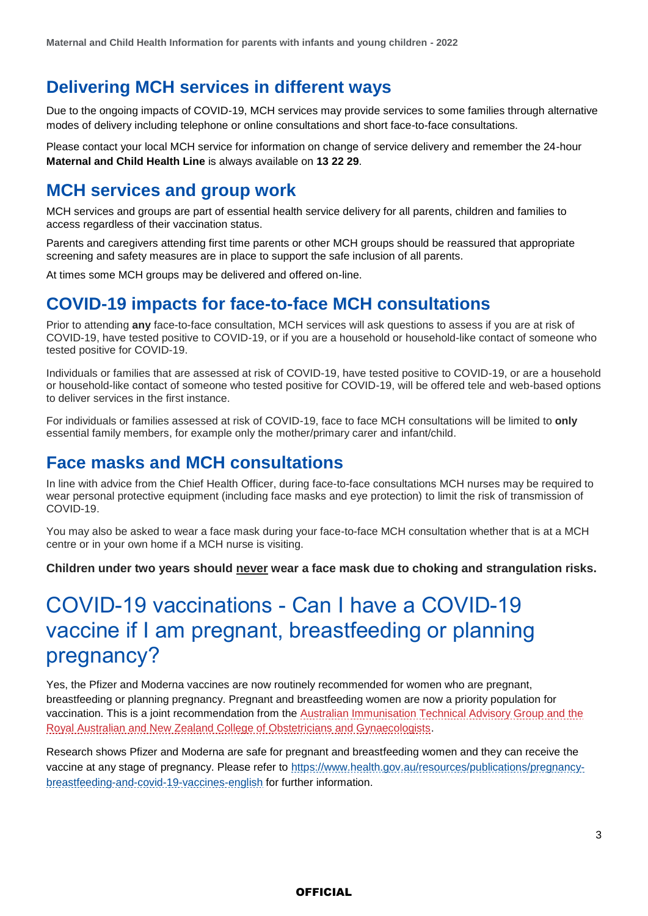## Delivering MCH services in different ways

Due to the ongoing impacts of COVID-19, MCH services may provide services to some families through alternative modes of delivery including telephone or online consultations and short face-to-face consultations.

Please contact your local MCH service for information on change of service delivery and remember the 24-hour **Maternal and Child Health Line** is always available on **13 22 29**.

## MCH services and group work

MCH services and groups are part of essential health service delivery for all parents, children and families to access regardless of their vaccination status.

Parents and caregivers attending first time parents or other MCH groups should be reassured that appropriate screening and safety measures are in place to support the safe inclusion of all parents.

At times some MCH groups may be delivered and offered on-line.

## COVID-19 impacts for face-to-face MCH consultations

Prior to attending **any** face-to-face consultation, MCH services will ask questions to assess if you are at risk of COVID-19, have tested positive to COVID-19, or if you are a household or household-like contact of someone who tested positive for COVID-19.

Individuals or families that are assessed at risk of COVID-19, have tested positive to COVID-19, or are a household or household-like contact of someone who tested positive for COVID-19, will be offered tele and web-based options to deliver services in the first instance.

For individuals or families assessed at risk of COVID-19, face to face MCH consultations will be limited to **only** essential family members, for example only the mother/primary carer and infant/child.

## Face masks and MCH consultations

In line with advice from the Chief Health Officer, during face-to-face consultations MCH nurses may be required to wear personal protective equipment (including face masks and eye protection) to limit the risk of transmission of COVID-19.

You may also be asked to wear a face mask during your face-to-face MCH consultation whether that is at a MCH centre or in your own home if a MCH nurse is visiting.

**Children under two years should <u>never</u> wear a face mask due to choking and strangulation risks.**

# COVID-19 vaccinations - Can I have a COVID-19 vaccine if I am pregnant, breastfeeding or planning pregnancy?

Yes, the Pfizer and Moderna vaccines are now routinely recommended for women who are pregnant, breastfeeding or planning pregnancy. Pregnant and breastfeeding women are now a priority population for vaccination. This is a joint recommendation from the Australian Immunisation Technical Advisory Group and the Royal Australian and New Zealand College of Obstetricians and Gynaecologists.

Research shows Pfizer and Moderna are safe for pregnant and breastfeeding women and they can receive the vaccine at any stage of pregnancy. Please refer to https://www.health.gov.au/resources/publications/pregnancy-breastfeeding-and-covid-19-vaccines-english for further information.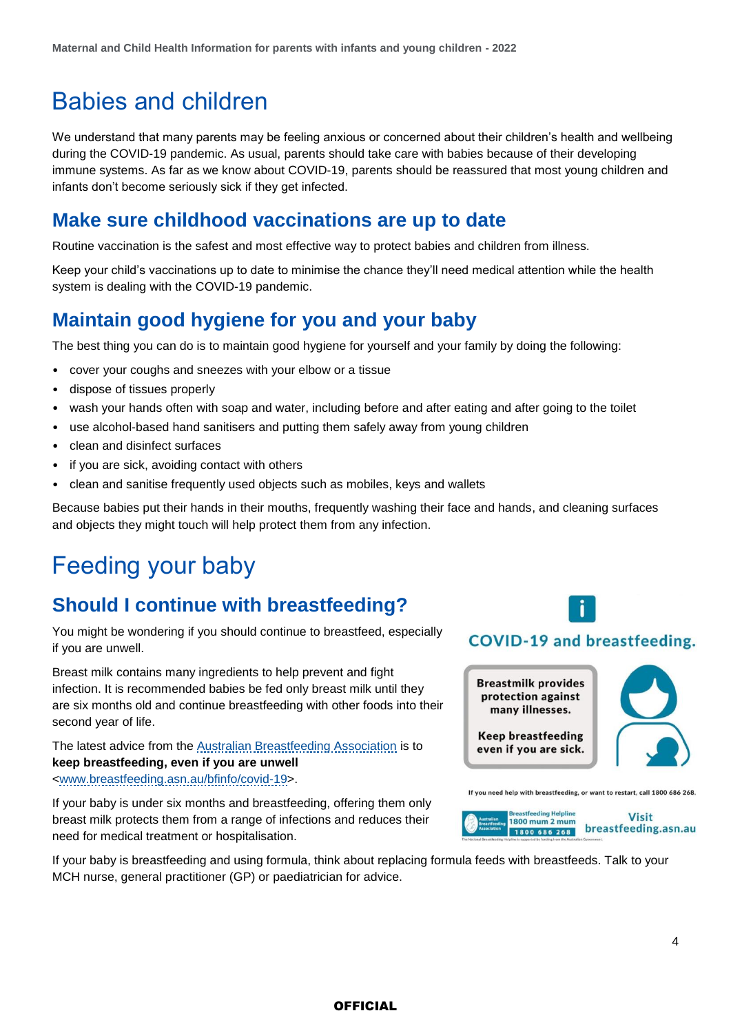# Babies and children

We understand that many parents may be feeling anxious or concerned about their children's health and wellbeing during the COVID-19 pandemic. As usual, parents should take care with babies because of their developing immune systems. As far as we know about COVID-19, parents should be reassured that most young children and infants don't become seriously sick if they get infected.

## Make sure childhood vaccinations are up to date

Routine vaccination is the safest and most effective way to protect babies and children from illness.

Keep your child's vaccinations up to date to minimise the chance they'll need medical attention while the health system is dealing with the COVID-19 pandemic.

## Maintain good hygiene for you and your baby

The best thing you can do is to maintain good hygiene for yourself and your family by doing the following:

- cover your coughs and sneezes with your elbow or a tissue
- dispose of tissues properly
- wash your hands often with soap and water, including before and after eating and after going to the toilet
- use alcohol-based hand sanitisers and putting them safely away from young children
- clean and disinfect surfaces
- if you are sick, avoiding contact with others
- clean and sanitise frequently used objects such as mobiles, keys and wallets

Because babies put their hands in their mouths, frequently washing their face and hands, and cleaning surfaces and objects they might touch will help protect them from any infection.

# Feeding your baby

## Should I continue with breastfeeding?

You might be wondering if you should continue to breastfeed, especially if you are unwell.

Breast milk contains many ingredients to help prevent and fight infection. It is recommended babies be fed only breast milk until they are six months old and continue breastfeeding with other foods into their second year of life.

The latest advice from the Australian Breastfeeding Association is to **keep breastfeeding, even if you are unwell** <www.breastfeeding.asn.au/bfinfo/covid-19>.

If your baby is under six months and breastfeeding, offering them only breast milk protects them from a range of infections and reduces their need for medical treatment or hospitalisation.

COVID-19 and breastfeeding.

Breastmilk provides protection against many illnesses.

Keep breastfeeding even if you are sick.

If you need help with breastfeeding, or want to restart, call 1800 686 268.

Australian Breastfeeding Association

Breastfeeding Helpline 1800 mum 2 mum 1800 686 268

Visit breastfeeding.asn.au

If your baby is breastfeeding and using formula, think about replacing formula feeds with breastfeeds. Talk to your MCH nurse, general practitioner (GP) or paediatrician for advice.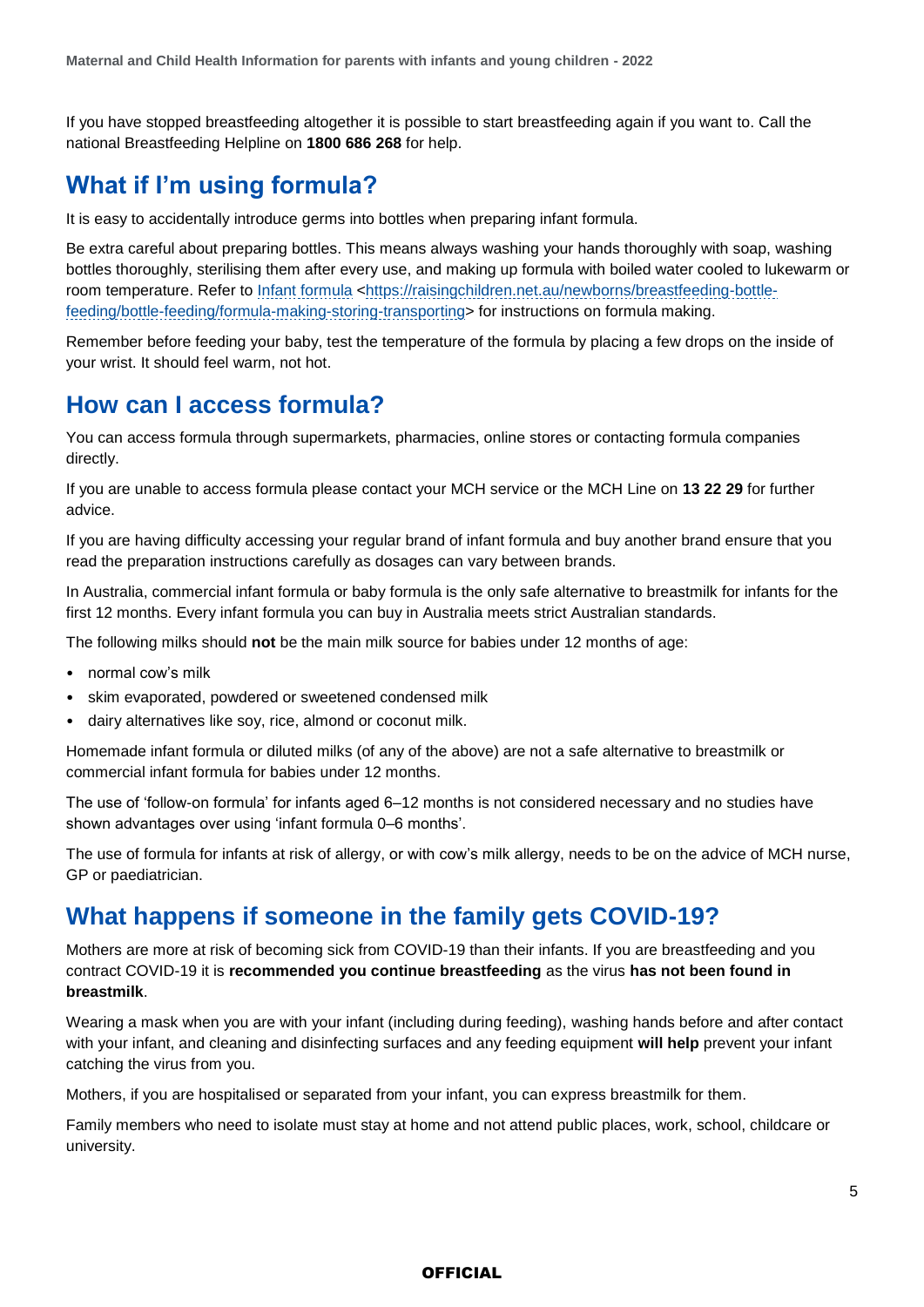If you have stopped breastfeeding altogether it is possible to start breastfeeding again if you want to. Call the national Breastfeeding Helpline on **1800 686 268** for help.

## What if I'm using formula?

It is easy to accidentally introduce germs into bottles when preparing infant formula.

Be extra careful about preparing bottles. This means always washing your hands thoroughly with soap, washing bottles thoroughly, sterilising them after every use, and making up formula with boiled water cooled to lukewarm or room temperature. Refer to [Infant formula](https://raisingchildren.net.au/newborns/breastfeeding-bottle-feeding/bottle-feeding/formula-making-storing-transporting) <https://raisingchildren.net.au/newborns/breastfeeding-bottle-feeding/bottle-feeding/formula-making-storing-transporting> for instructions on formula making.

Remember before feeding your baby, test the temperature of the formula by placing a few drops on the inside of your wrist. It should feel warm, not hot.

## How can I access formula?

You can access formula through supermarkets, pharmacies, online stores or contacting formula companies directly.

If you are unable to access formula please contact your MCH service or the MCH Line on **13 22 29** for further advice.

If you are having difficulty accessing your regular brand of infant formula and buy another brand ensure that you read the preparation instructions carefully as dosages can vary between brands.

In Australia, commercial infant formula or baby formula is the only safe alternative to breastmilk for infants for the first 12 months. Every infant formula you can buy in Australia meets strict Australian standards.

The following milks should **not** be the main milk source for babies under 12 months of age:

- normal cow's milk
- skim evaporated, powdered or sweetened condensed milk
- dairy alternatives like soy, rice, almond or coconut milk.

Homemade infant formula or diluted milks (of any of the above) are not a safe alternative to breastmilk or commercial infant formula for babies under 12 months.

The use of 'follow-on formula' for infants aged 6–12 months is not considered necessary and no studies have shown advantages over using 'infant formula 0–6 months'.

The use of formula for infants at risk of allergy, or with cow's milk allergy, needs to be on the advice of MCH nurse, GP or paediatrician.

## What happens if someone in the family gets COVID-19?

Mothers are more at risk of becoming sick from COVID-19 than their infants. If you are breastfeeding and you contract COVID-19 it is **recommended you continue breastfeeding** as the virus **has not been found in breastmilk**.

Wearing a mask when you are with your infant (including during feeding), washing hands before and after contact with your infant, and cleaning and disinfecting surfaces and any feeding equipment **will help** prevent your infant catching the virus from you.

Mothers, if you are hospitalised or separated from your infant, you can express breastmilk for them.

Family members who need to isolate must stay at home and not attend public places, work, school, childcare or university.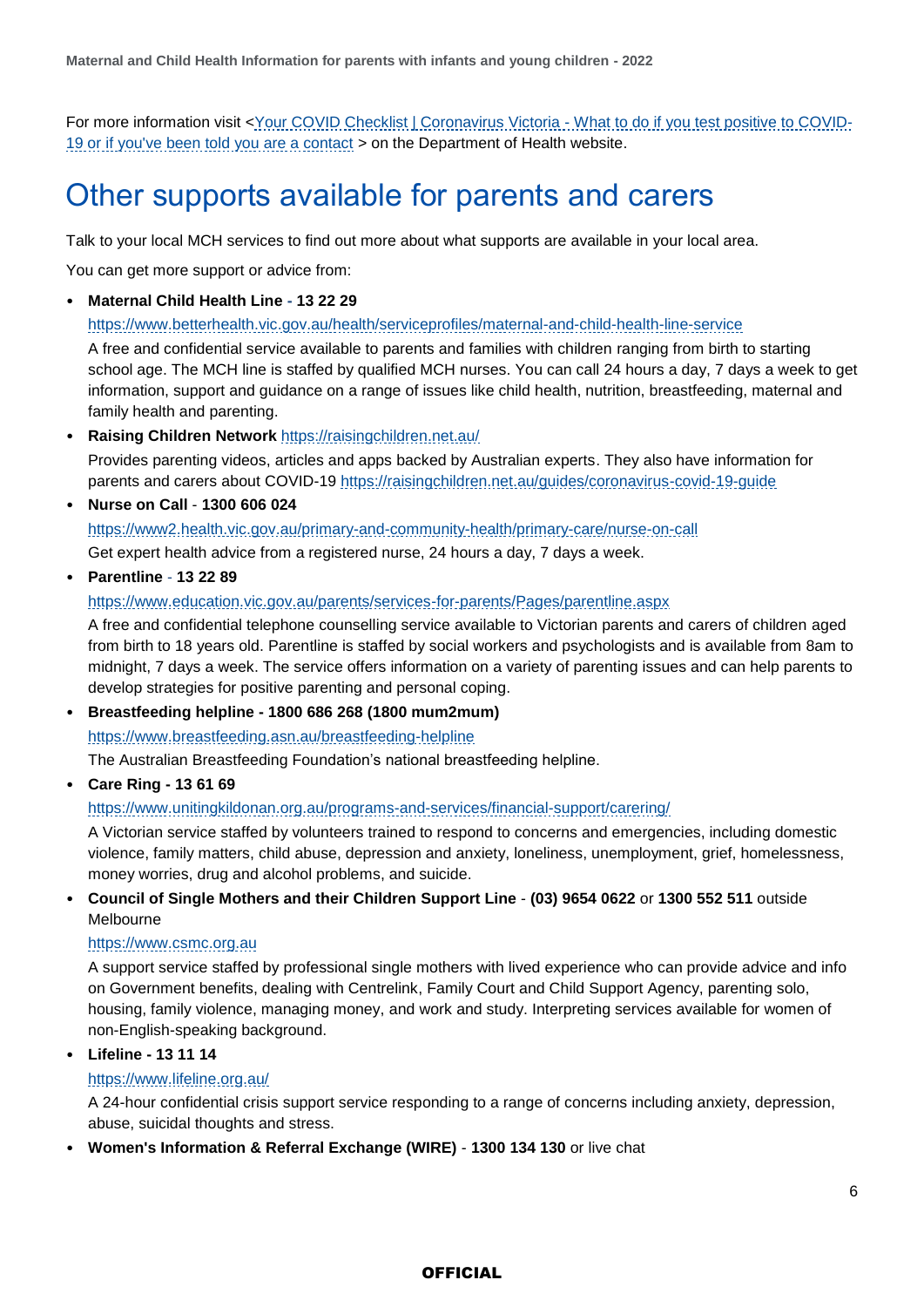For more information visit <Your COVID Checklist | Coronavirus Victoria - What to do if you test positive to COVID-19 or if you've been told you are a contact > on the Department of Health website.

# Other supports available for parents and carers

Talk to your local MCH services to find out more about what supports are available in your local area.

You can get more support or advice from:

- **Maternal Child Health Line - 13 22 29**

  https://www.betterhealth.vic.gov.au/health/serviceprofiles/maternal-and-child-health-line-service

  A free and confidential service available to parents and families with children ranging from birth to starting school age. The MCH line is staffed by qualified MCH nurses. You can call 24 hours a day, 7 days a week to get information, support and guidance on a range of issues like child health, nutrition, breastfeeding, maternal and family health and parenting.
- **Raising Children Network** https://raisingchildren.net.au/

  Provides parenting videos, articles and apps backed by Australian experts. They also have information for parents and carers about COVID-19 https://raisingchildren.net.au/guides/coronavirus-covid-19-guide
- **Nurse on Call** - **1300 606 024**

  https://www2.health.vic.gov.au/primary-and-community-health/primary-care/nurse-on-call

  Get expert health advice from a registered nurse, 24 hours a day, 7 days a week.
- **Parentline** - **13 22 89**

  https://www.education.vic.gov.au/parents/services-for-parents/Pages/parentline.aspx

  A free and confidential telephone counselling service available to Victorian parents and carers of children aged from birth to 18 years old. Parentline is staffed by social workers and psychologists and is available from 8am to midnight, 7 days a week. The service offers information on a variety of parenting issues and can help parents to develop strategies for positive parenting and personal coping.
- **Breastfeeding helpline - 1800 686 268 (1800 mum2mum)**

  https://www.breastfeeding.asn.au/breastfeeding-helpline

  The Australian Breastfeeding Foundation's national breastfeeding helpline.
- **Care Ring - 13 61 69**

  https://www.unitingkildonan.org.au/programs-and-services/financial-support/carering/

  A Victorian service staffed by volunteers trained to respond to concerns and emergencies, including domestic violence, family matters, child abuse, depression and anxiety, loneliness, unemployment, grief, homelessness, money worries, drug and alcohol problems, and suicide.
- **Council of Single Mothers and their Children Support Line** - **(03) 9654 0622** or **1300 552 511** outside Melbourne

  https://www.csmc.org.au

  A support service staffed by professional single mothers with lived experience who can provide advice and info on Government benefits, dealing with Centrelink, Family Court and Child Support Agency, parenting solo, housing, family violence, managing money, and work and study. Interpreting services available for women of non-English-speaking background.
- **Lifeline - 13 11 14**

  https://www.lifeline.org.au/

  A 24-hour confidential crisis support service responding to a range of concerns including anxiety, depression, abuse, suicidal thoughts and stress.
- **Women's Information & Referral Exchange (WIRE)** - **1300 134 130** or live chat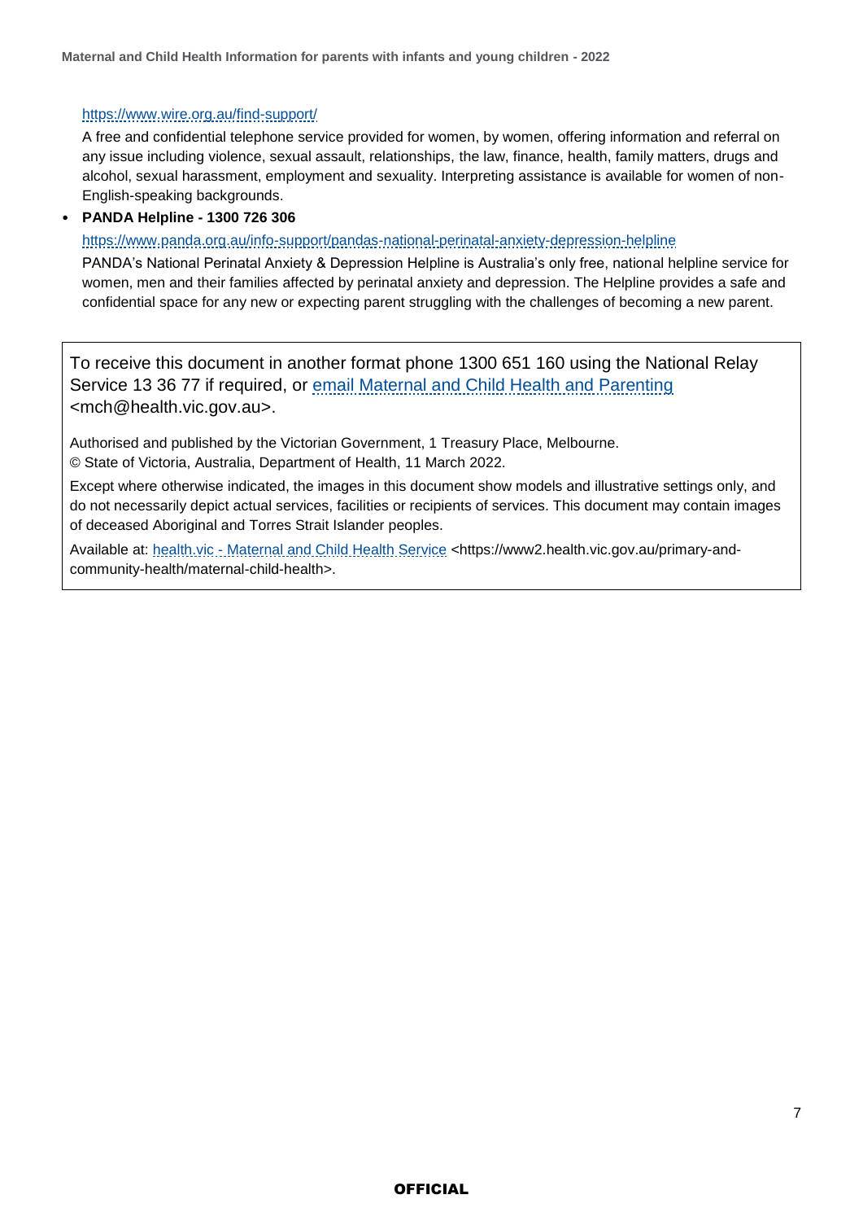https://www.wire.org.au/find-support/

A free and confidential telephone service provided for women, by women, offering information and referral on any issue including violence, sexual assault, relationships, the law, finance, health, family matters, drugs and alcohol, sexual harassment, employment and sexuality. Interpreting assistance is available for women of non-English-speaking backgrounds.

- **PANDA Helpline - 1300 726 306**

  https://www.panda.org.au/info-support/pandas-national-perinatal-anxiety-depression-helpline

  PANDA's National Perinatal Anxiety & Depression Helpline is Australia's only free, national helpline service for women, men and their families affected by perinatal anxiety and depression. The Helpline provides a safe and confidential space for any new or expecting parent struggling with the challenges of becoming a new parent.

To receive this document in another format phone 1300 651 160 using the National Relay Service 13 36 77 if required, or email Maternal and Child Health and Parenting <mch@health.vic.gov.au>.

Authorised and published by the Victorian Government, 1 Treasury Place, Melbourne.
© State of Victoria, Australia, Department of Health, 11 March 2022.

Except where otherwise indicated, the images in this document show models and illustrative settings only, and do not necessarily depict actual services, facilities or recipients of services. This document may contain images of deceased Aboriginal and Torres Strait Islander peoples.

Available at: health.vic - Maternal and Child Health Service <https://www2.health.vic.gov.au/primary-and-community-health/maternal-child-health>.

OFFICIAL